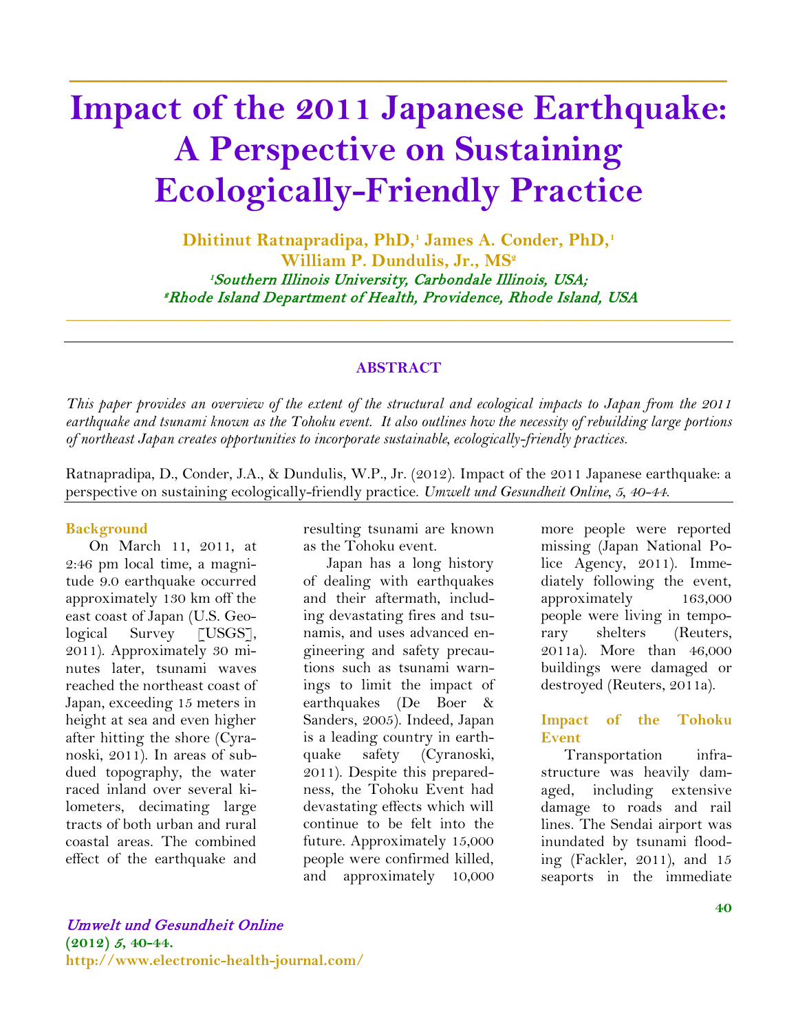# Impact of the 2011 Japanese Earthquake: A Perspective on Sustaining Ecologically-Friendly Practice

**Dhitinut Ratnapradipa, PhD,[1] James A. Conder, PhD,[1] William P. Dundulis, Jr., MS[2]**

*[1]Southern Illinois University, Carbondale Illinois, USA;*
*[2]Rhode Island Department of Health, Providence, Rhode Island, USA*

## ABSTRACT

*This paper provides an overview of the extent of the structural and ecological impacts to Japan from the 2011 earthquake and tsunami known as the Tohoku event. It also outlines how the necessity of rebuilding large portions of northeast Japan creates opportunities to incorporate sustainable, ecologically-friendly practices.*

Ratnapradipa, D., Conder, J.A., & Dundulis, W.P., Jr. (2012). Impact of the 2011 Japanese earthquake: a perspective on sustaining ecologically-friendly practice. *Umwelt und Gesundheit Online*, *5*, 40-44.

### Background

On March 11, 2011, at 2:46 pm local time, a magnitude 9.0 earthquake occurred approximately 130 km off the east coast of Japan (U.S. Geological Survey [USGS], 2011). Approximately 30 minutes later, tsunami waves reached the northeast coast of Japan, exceeding 15 meters in height at sea and even higher after hitting the shore (Cyranoski, 2011). In areas of subdued topography, the water raced inland over several kilometers, decimating large tracts of both urban and rural coastal areas. The combined effect of the earthquake and resulting tsunami are known as the Tohoku event.

Japan has a long history of dealing with earthquakes and their aftermath, including devastating fires and tsunamis, and uses advanced engineering and safety precautions such as tsunami warnings to limit the impact of earthquakes (De Boer & Sanders, 2005). Indeed, Japan is a leading country in earthquake safety (Cyranoski, 2011). Despite this preparedness, the Tohoku Event had devastating effects which will continue to be felt into the future. Approximately 15,000 people were confirmed killed, and approximately 10,000 more people were reported missing (Japan National Police Agency, 2011). Immediately following the event, approximately 163,000 people were living in temporary shelters (Reuters, 2011a). More than 46,000 buildings were damaged or destroyed (Reuters, 2011a).

### Impact of the Tohoku Event

Transportation infrastructure was heavily damaged, including extensive damage to roads and rail lines. The Sendai airport was inundated by tsunami flooding (Fackler, 2011), and 15 seaports in the immediate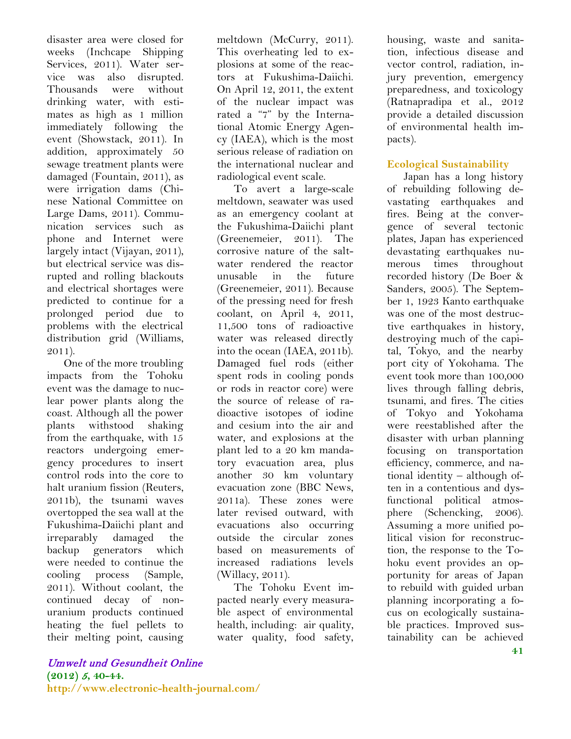disaster area were closed for weeks (Inchcape Shipping Services, 2011). Water service was also disrupted. Thousands were without drinking water, with estimates as high as 1 million immediately following the event (Showstack, 2011). In addition, approximately 50 sewage treatment plants were damaged (Fountain, 2011), as were irrigation dams (Chinese National Committee on Large Dams, 2011). Communication services such as phone and Internet were largely intact (Vijayan, 2011), but electrical service was disrupted and rolling blackouts and electrical shortages were predicted to continue for a prolonged period due to problems with the electrical distribution grid (Williams, 2011).

One of the more troubling impacts from the Tohoku event was the damage to nuclear power plants along the coast. Although all the power plants withstood shaking from the earthquake, with 15 reactors undergoing emergency procedures to insert control rods into the core to halt uranium fission (Reuters, 2011b), the tsunami waves overtopped the sea wall at the Fukushima-Daiichi plant and irreparably damaged the backup generators which were needed to continue the cooling process (Sample, 2011). Without coolant, the continued decay of non-uranium products continued heating the fuel pellets to their melting point, causing meltdown (McCurry, 2011). This overheating led to explosions at some of the reactors at Fukushima-Daiichi. On April 12, 2011, the extent of the nuclear impact was rated a "7" by the International Atomic Energy Agency (IAEA), which is the most serious release of radiation on the international nuclear and radiological event scale.

To avert a large-scale meltdown, seawater was used as an emergency coolant at the Fukushima-Daiichi plant (Greenemeier, 2011). The corrosive nature of the saltwater rendered the reactor unusable in the future (Greenemeier, 2011). Because of the pressing need for fresh coolant, on April 4, 2011, 11,500 tons of radioactive water was released directly into the ocean (IAEA, 2011b). Damaged fuel rods (either spent rods in cooling ponds or rods in reactor core) were the source of release of radioactive isotopes of iodine and cesium into the air and water, and explosions at the plant led to a 20 km mandatory evacuation area, plus another 30 km voluntary evacuation zone (BBC News, 2011a). These zones were later revised outward, with evacuations also occurring outside the circular zones based on measurements of increased radiations levels (Willacy, 2011).

The Tohoku Event impacted nearly every measurable aspect of environmental health, including: air quality, water quality, food safety, housing, waste and sanitation, infectious disease and vector control, radiation, injury prevention, emergency preparedness, and toxicology (Ratnapradipa et al., 2012 provide a detailed discussion of environmental health impacts).

## Ecological Sustainability

Japan has a long history of rebuilding following devastating earthquakes and fires. Being at the convergence of several tectonic plates, Japan has experienced devastating earthquakes numerous times throughout recorded history (De Boer & Sanders, 2005). The September 1, 1923 Kanto earthquake was one of the most destructive earthquakes in history, destroying much of the capital, Tokyo, and the nearby port city of Yokohama. The event took more than 100,000 lives through falling debris, tsunami, and fires. The cities of Tokyo and Yokohama were reestablished after the disaster with urban planning focusing on transportation efficiency, commerce, and national identity – although often in a contentious and dysfunctional political atmosphere (Schencking, 2006). Assuming a more unified political vision for reconstruction, the response to the Tohoku event provides an opportunity for areas of Japan to rebuild with guided urban planning incorporating a focus on ecologically sustainable practices. Improved sustainability can be achieved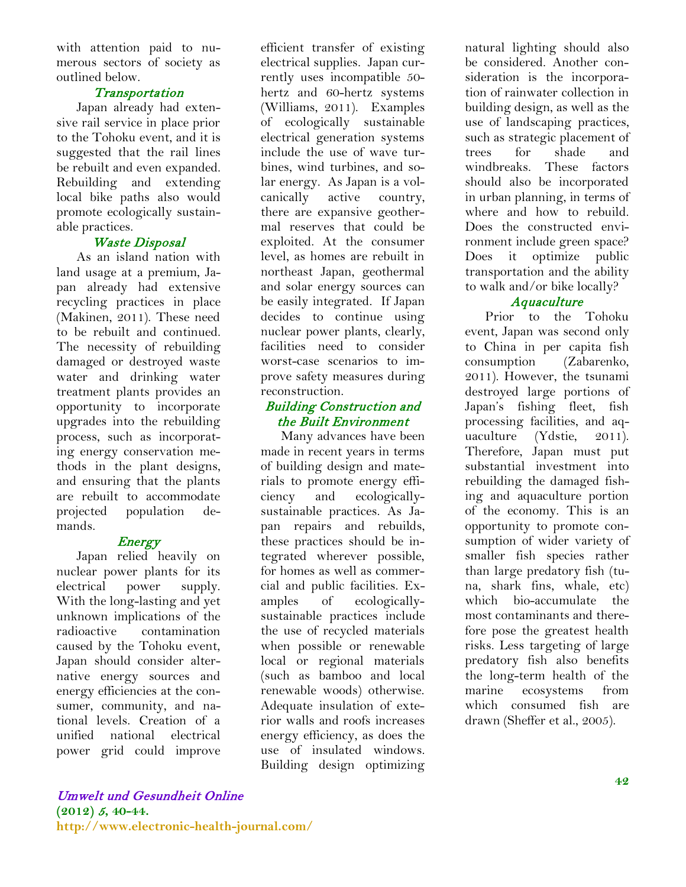with attention paid to numerous sectors of society as outlined below.

### *Transportation*

Japan already had extensive rail service in place prior to the Tohoku event, and it is suggested that the rail lines be rebuilt and even expanded. Rebuilding and extending local bike paths also would promote ecologically sustainable practices.

### *Waste Disposal*

As an island nation with land usage at a premium, Japan already had extensive recycling practices in place (Makinen, 2011). These need to be rebuilt and continued. The necessity of rebuilding damaged or destroyed waste water and drinking water treatment plants provides an opportunity to incorporate upgrades into the rebuilding process, such as incorporating energy conservation methods in the plant designs, and ensuring that the plants are rebuilt to accommodate projected population demands.

### *Energy*

Japan relied heavily on nuclear power plants for its electrical power supply. With the long-lasting and yet unknown implications of the radioactive contamination caused by the Tohoku event, Japan should consider alternative energy sources and energy efficiencies at the consumer, community, and national levels. Creation of a unified national electrical power grid could improve efficient transfer of existing electrical supplies. Japan currently uses incompatible 50-hertz and 60-hertz systems (Williams, 2011). Examples of ecologically sustainable electrical generation systems include the use of wave turbines, wind turbines, and solar energy. As Japan is a volcanically active country, there are expansive geothermal reserves that could be exploited. At the consumer level, as homes are rebuilt in northeast Japan, geothermal and solar energy sources can be easily integrated. If Japan decides to continue using nuclear power plants, clearly, facilities need to consider worst-case scenarios to improve safety measures during reconstruction.

### *Building Construction and the Built Environment*

Many advances have been made in recent years in terms of building design and materials to promote energy efficiency and ecologically-sustainable practices. As Japan repairs and rebuilds, these practices should be integrated wherever possible, for homes as well as commercial and public facilities. Examples of ecologically-sustainable practices include the use of recycled materials when possible or renewable local or regional materials (such as bamboo and local renewable woods) otherwise. Adequate insulation of exterior walls and roofs increases energy efficiency, as does the use of insulated windows. Building design optimizing natural lighting should also be considered. Another consideration is the incorporation of rainwater collection in building design, as well as the use of landscaping practices, such as strategic placement of trees for shade and windbreaks. These factors should also be incorporated in urban planning, in terms of where and how to rebuild. Does the constructed environment include green space? Does it optimize public transportation and the ability to walk and/or bike locally?

### *Aquaculture*

Prior to the Tohoku event, Japan was second only to China in per capita fish consumption (Zabarenko, 2011). However, the tsunami destroyed large portions of Japan's fishing fleet, fish processing facilities, and aquaculture (Ydstie, 2011). Therefore, Japan must put substantial investment into rebuilding the damaged fishing and aquaculture portion of the economy. This is an opportunity to promote consumption of wider variety of smaller fish species rather than large predatory fish (tuna, shark fins, whale, etc) which bio-accumulate the most contaminants and therefore pose the greatest health risks. Less targeting of large predatory fish also benefits the long-term health of the marine ecosystems from which consumed fish are drawn (Sheffer et al., 2005).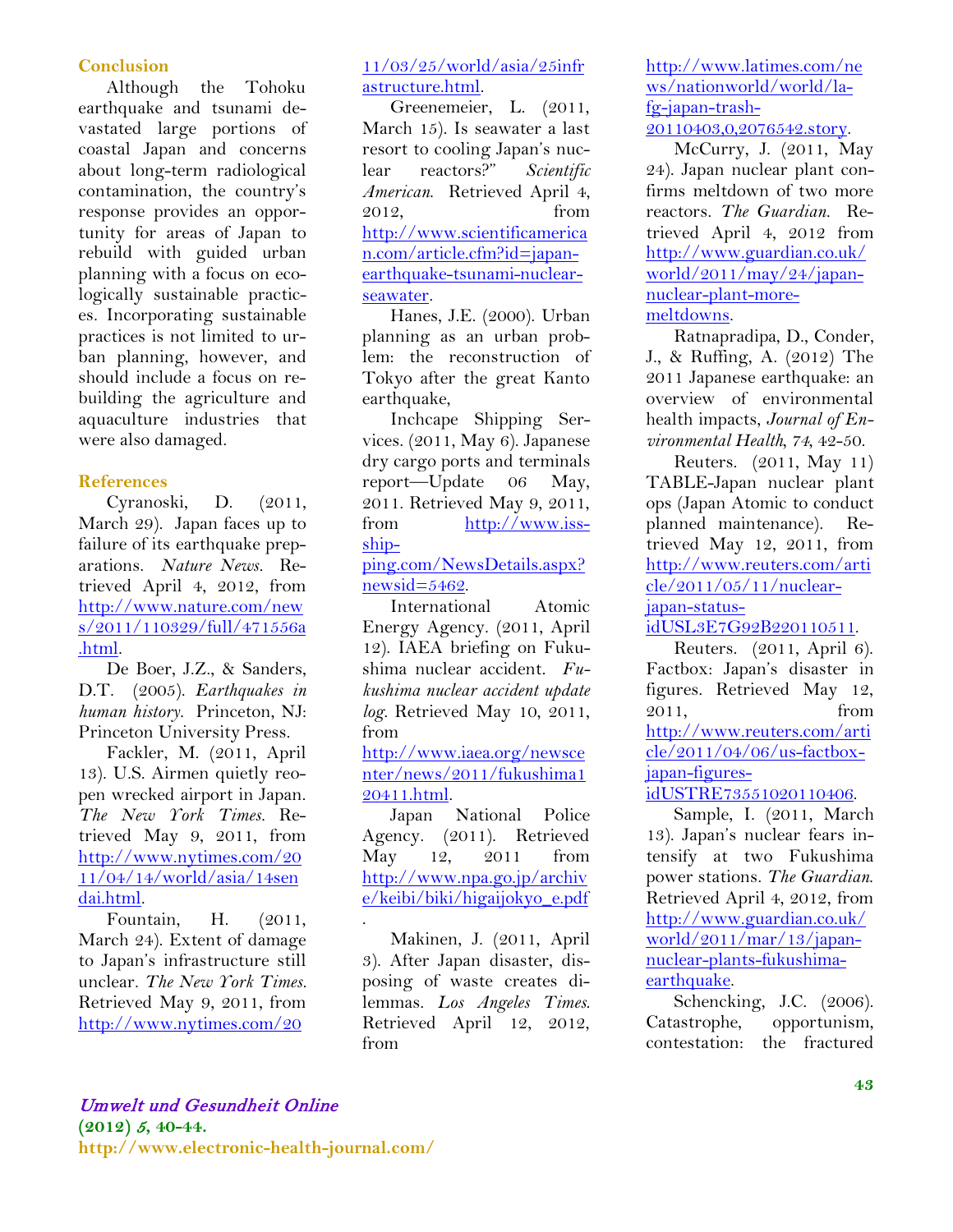## Conclusion

Although the Tohoku earthquake and tsunami devastated large portions of coastal Japan and concerns about long-term radiological contamination, the country's response provides an opportunity for areas of Japan to rebuild with guided urban planning with a focus on ecologically sustainable practices. Incorporating sustainable practices is not limited to urban planning, however, and should include a focus on rebuilding the agriculture and aquaculture industries that were also damaged.

## References

Cyranoski, D. (2011, March 29). Japan faces up to failure of its earthquake preparations. *Nature News.* Retrieved April 4, 2012, from http://www.nature.com/news/2011/110329/full/471556a.html.

De Boer, J.Z., & Sanders, D.T. (2005). *Earthquakes in human history.* Princeton, NJ: Princeton University Press.

Fackler, M. (2011, April 13). U.S. Airmen quietly reopen wrecked airport in Japan. *The New York Times.* Retrieved May 9, 2011, from http://www.nytimes.com/2011/04/14/world/asia/14sendai.html.

Fountain, H. (2011, March 24). Extent of damage to Japan's infrastructure still unclear. *The New York Times.* Retrieved May 9, 2011, from http://www.nytimes.com/2011/03/25/world/asia/25infrastructure.html.

Greenemeier, L. (2011, March 15). Is seawater a last resort to cooling Japan's nuclear reactors?" *Scientific American.* Retrieved April 4, 2012, from http://www.scientificamerican.com/article.cfm?id=japan-earthquake-tsunami-nuclear-seawater.

Hanes, J.E. (2000). Urban planning as an urban problem: the reconstruction of Tokyo after the great Kanto earthquake,

Inchcape Shipping Services. (2011, May 6). Japanese dry cargo ports and terminals report—Update 06 May, 2011. Retrieved May 9, 2011, from http://www.iss-shipping.com/NewsDetails.aspx?newsid=5462.

International Atomic Energy Agency. (2011, April 12). IAEA briefing on Fukushima nuclear accident. *Fukushima nuclear accident update log.* Retrieved May 10, 2011, from http://www.iaea.org/newscenter/news/2011/fukushima120411.html.

Japan National Police Agency. (2011). Retrieved May 12, 2011 from http://www.npa.go.jp/archive/keibi/biki/higaijokyo_e.pdf.

Makinen, J. (2011, April 3). After Japan disaster, disposing of waste creates dilemmas. *Los Angeles Times.* Retrieved April 12, 2012, from http://www.latimes.com/news/nationworld/world/la-fg-japan-trash-20110403,0,2076542.story.

McCurry, J. (2011, May 24). Japan nuclear plant confirms meltdown of two more reactors. *The Guardian.* Retrieved April 4, 2012 from http://www.guardian.co.uk/world/2011/may/24/japan-nuclear-plant-more-meltdowns.

Ratnapradipa, D., Conder, J., & Ruffing, A. (2012) The 2011 Japanese earthquake: an overview of environmental health impacts, *Journal of Environmental Health, 74*, 42-50.

Reuters. (2011, May 11) TABLE-Japan nuclear plant ops (Japan Atomic to conduct planned maintenance). Retrieved May 12, 2011, from http://www.reuters.com/article/2011/05/11/nuclear-japan-status-idUSL3E7G92B220110511.

Reuters. (2011, April 6). Factbox: Japan's disaster in figures. Retrieved May 12, 2011, from http://www.reuters.com/article/2011/04/06/us-factbox-japan-figures-idUSTRE73551020110406.

Sample, I. (2011, March 13). Japan's nuclear fears intensify at two Fukushima power stations. *The Guardian.* Retrieved April 4, 2012, from http://www.guardian.co.uk/world/2011/mar/13/japan-nuclear-plants-fukushima-earthquake.

Schencking, J.C. (2006). Catastrophe, opportunism, contestation: the fractured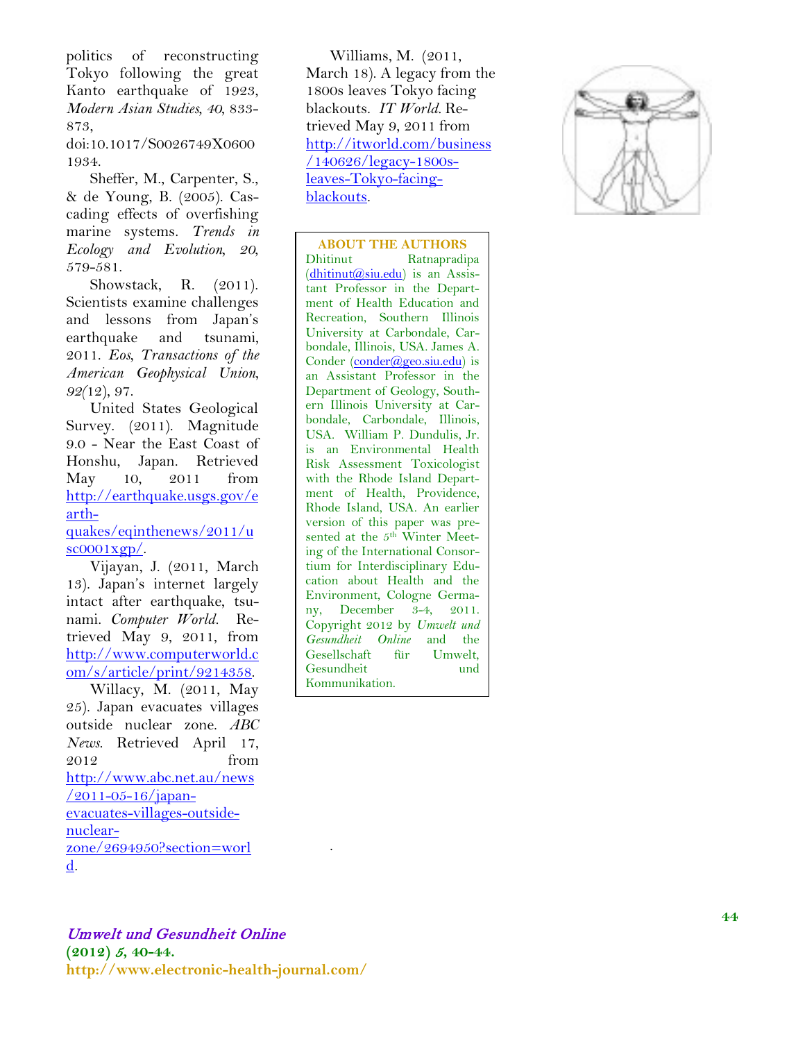politics of reconstructing Tokyo following the great Kanto earthquake of 1923, *Modern Asian Studies*, *40*, 833-873, doi:10.1017/S0026749X06001934.

Sheffer, M., Carpenter, S., & de Young, B. (2005). Cascading effects of overfishing marine systems. *Trends in Ecology and Evolution*, *20*, 579-581.

Showstack, R. (2011). Scientists examine challenges and lessons from Japan's earthquake and tsunami, 2011. *Eos, Transactions of the American Geophysical Union*, *92*(12), 97.

United States Geological Survey. (2011). Magnitude 9.0 - Near the East Coast of Honshu, Japan. Retrieved May 10, 2011 from http://earthquake.usgs.gov/earthquakes/eqinthenews/2011/usc0001xgp/.

Vijayan, J. (2011, March 13). Japan's internet largely intact after earthquake, tsunami. *Computer World*. Retrieved May 9, 2011, from http://www.computerworld.com/s/article/print/9214358.

Willacy, M. (2011, May 25). Japan evacuates villages outside nuclear zone. *ABC News*. Retrieved April 17, 2012 from http://www.abc.net.au/news/2011-05-16/japan-evacuates-villages-outside-nuclear-zone/2694950?section=world.

Williams, M. (2011, March 18). A legacy from the 1800s leaves Tokyo facing blackouts. *IT World*. Retrieved May 9, 2011 from http://itworld.com/business/140626/legacy-1800s-leaves-Tokyo-facing-blackouts.

**ABOUT THE AUTHORS**

Dhitinut Ratnapradipa (dhitinut@siu.edu) is an Assistant Professor in the Department of Health Education and Recreation, Southern Illinois University at Carbondale, Carbondale, Illinois, USA. James A. Conder (conder@geo.siu.edu) is an Assistant Professor in the Department of Geology, Southern Illinois University at Carbondale, Carbondale, Illinois, USA. William P. Dundulis, Jr. is an Environmental Health Risk Assessment Toxicologist with the Rhode Island Department of Health, Providence, Rhode Island, USA. An earlier version of this paper was presented at the 5th Winter Meeting of the International Consortium for Interdisciplinary Education about Health and the Environment, Cologne Germany, December 3-4, 2011. Copyright 2012 by *Umwelt und Gesundheit Online* and the Gesellschaft für Umwelt, Gesundheit und Kommunikation.